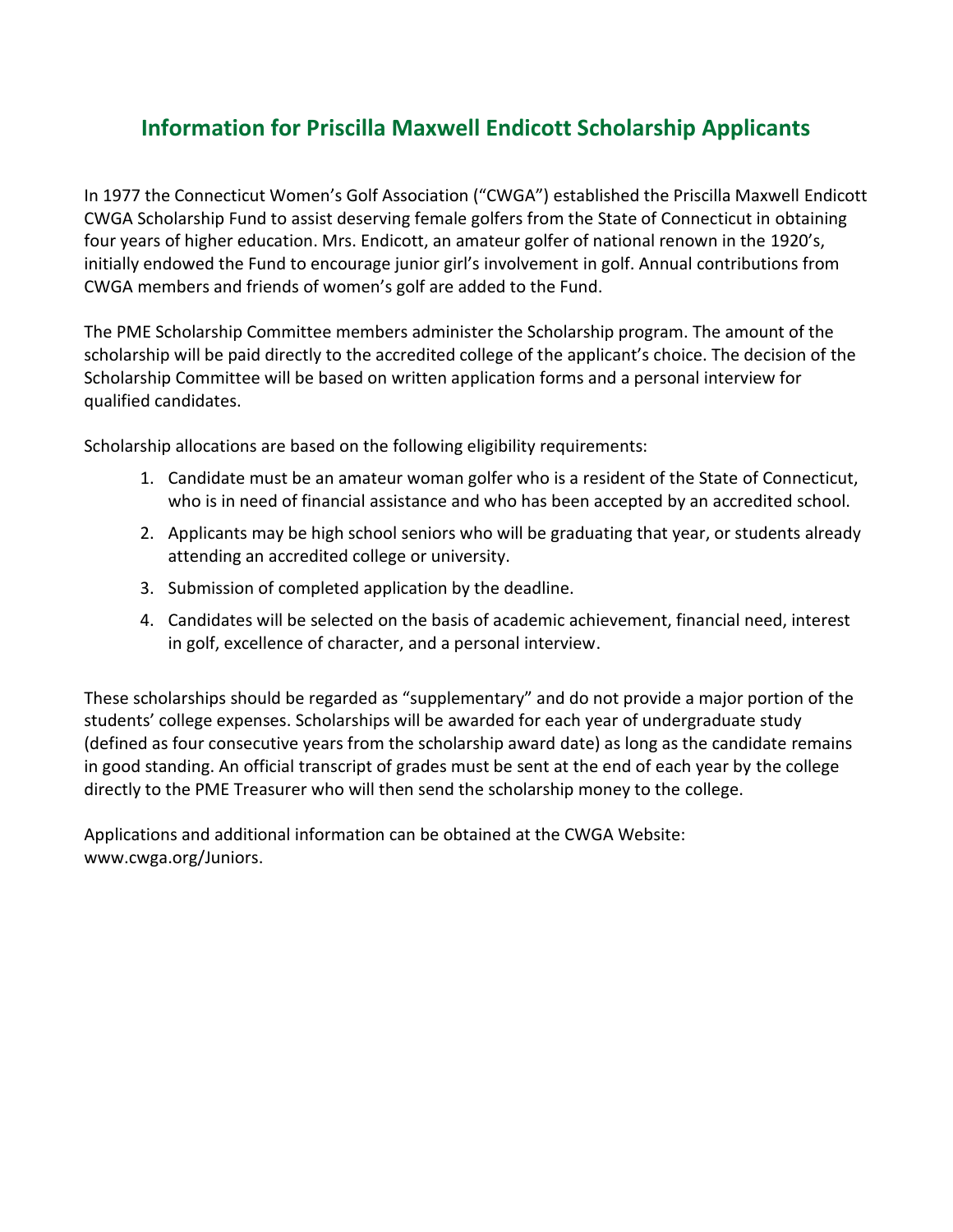# Information for Priscilla Maxwell Endicott Scholarship Applicants

In 1977 the Connecticut Women's Golf Association ("CWGA") established the Priscilla Maxwell Endicott CWGA Scholarship Fund to assist deserving female golfers from the State of Connecticut in obtaining four years of higher education. Mrs. Endicott, an amateur golfer of national renown in the 1920's, initially endowed the Fund to encourage junior girl's involvement in golf. Annual contributions from CWGA members and friends of women's golf are added to the Fund.

The PME Scholarship Committee members administer the Scholarship program. The amount of the scholarship will be paid directly to the accredited college of the applicant's choice. The decision of the Scholarship Committee will be based on written application forms and a personal interview for qualified candidates.

Scholarship allocations are based on the following eligibility requirements:

1. Candidate must be an amateur woman golfer who is a resident of the State of Connecticut, who is in need of financial assistance and who has been accepted by an accredited school.
2. Applicants may be high school seniors who will be graduating that year, or students already attending an accredited college or university.
3. Submission of completed application by the deadline.
4. Candidates will be selected on the basis of academic achievement, financial need, interest in golf, excellence of character, and a personal interview.

These scholarships should be regarded as "supplementary" and do not provide a major portion of the students' college expenses. Scholarships will be awarded for each year of undergraduate study (defined as four consecutive years from the scholarship award date) as long as the candidate remains in good standing. An official transcript of grades must be sent at the end of each year by the college directly to the PME Treasurer who will then send the scholarship money to the college.

Applications and additional information can be obtained at the CWGA Website: www.cwga.org/Juniors.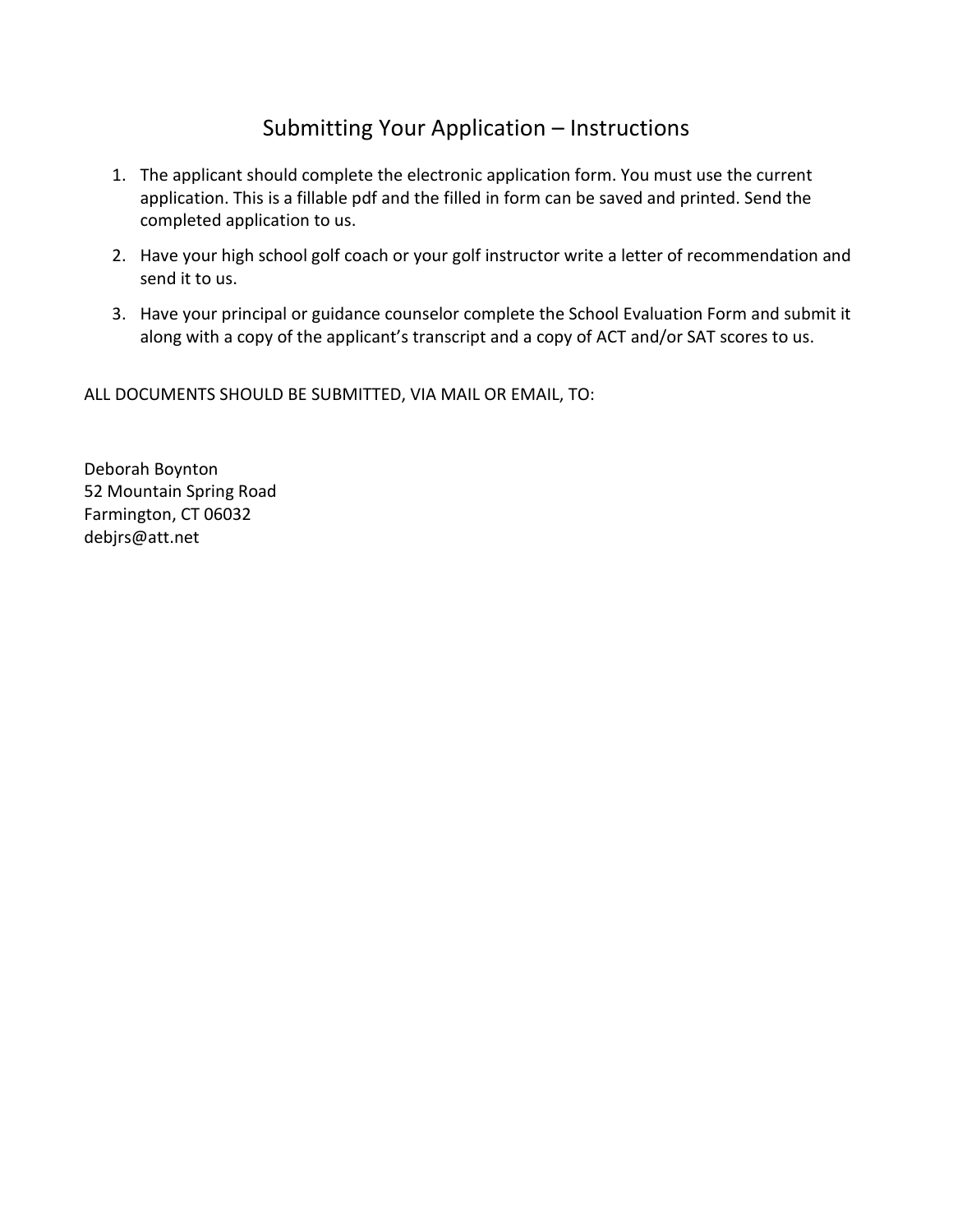# Submitting Your Application – Instructions

1. The applicant should complete the electronic application form. You must use the current application. This is a fillable pdf and the filled in form can be saved and printed. Send the completed application to us.
2. Have your high school golf coach or your golf instructor write a letter of recommendation and send it to us.
3. Have your principal or guidance counselor complete the School Evaluation Form and submit it along with a copy of the applicant's transcript and a copy of ACT and/or SAT scores to us.

ALL DOCUMENTS SHOULD BE SUBMITTED, VIA MAIL OR EMAIL, TO:

Deborah Boynton
52 Mountain Spring Road
Farmington, CT 06032
debjrs@att.net